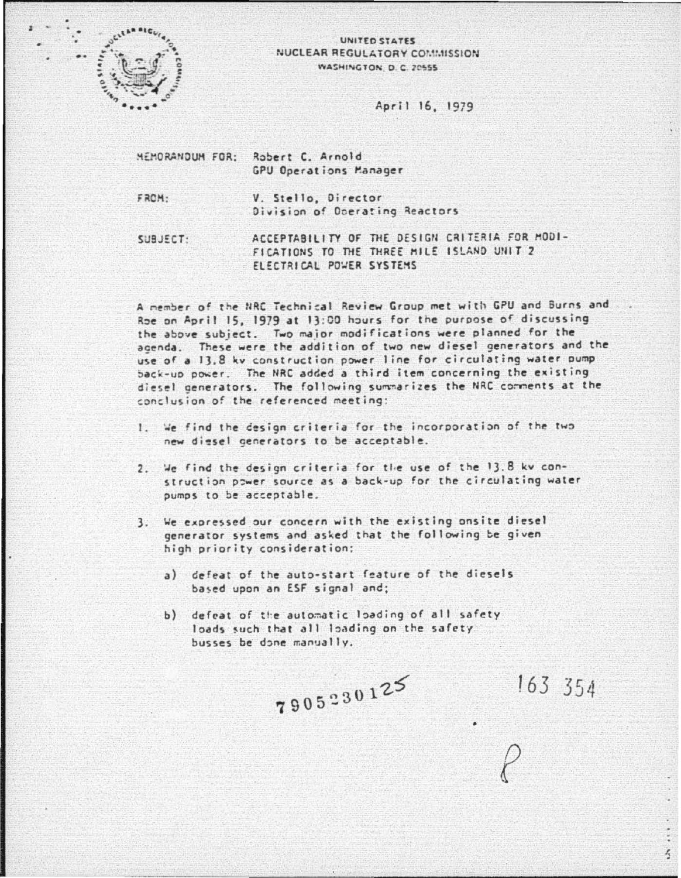UNITED STATES
NUCLEAR REGULATORY COMMISSION
WASHINGTON, D. C. 20555

April 16, 1979

MEMORANDUM FOR: Robert C. Arnold
GPU Operations Manager

FROM: V. Stello, Director
Division of Operating Reactors

SUBJECT: ACCEPTABILITY OF THE DESIGN CRITERIA FOR MODIFICATIONS TO THE THREE MILE ISLAND UNIT 2 ELECTRICAL POWER SYSTEMS

A member of the NRC Technical Review Group met with GPU and Burns and Roe on April 15, 1979 at 13:00 hours for the purpose of discussing the above subject. Two major modifications were planned for the agenda. These were the addition of two new diesel generators and the use of a 13.8 kv construction power line for circulating water pump back-up power. The NRC added a third item concerning the existing diesel generators. The following summarizes the NRC comments at the conclusion of the referenced meeting:

1. We find the design criteria for the incorporation of the two new diesel generators to be acceptable.

2. We find the design criteria for the use of the 13.8 kv construction power source as a back-up for the circulating water pumps to be acceptable.

3. We expressed our concern with the existing onsite diesel generator systems and asked that the following be given high priority consideration:

   a) defeat of the auto-start feature of the diesels based upon an ESF signal and;

   b) defeat of the automatic loading of all safety loads such that all loading on the safety busses be done manually.

7905230125

163 354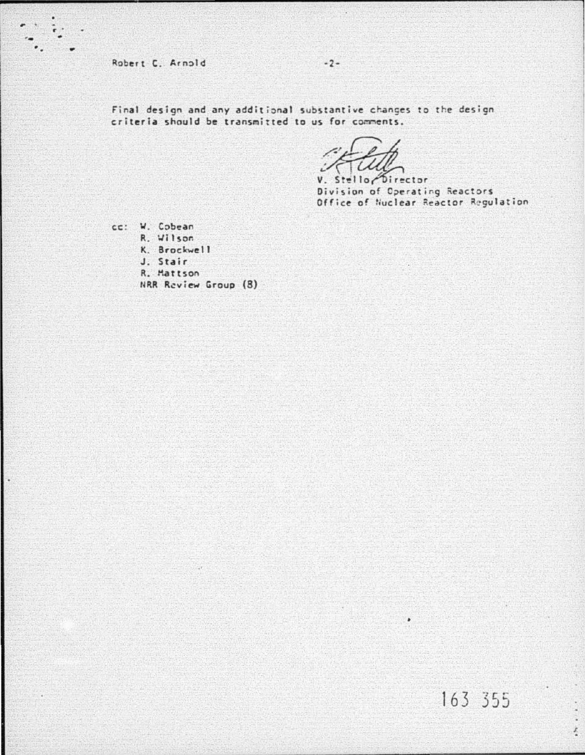Final design and any additional substantive changes to the design criteria should be transmitted to us for comments.

V. Stello, Director
Division of Operating Reactors
Office of Nuclear Reactor Regulation

cc: W. Cobean
R. Wilson
K. Brockwell
J. Stair
R. Mattson
NRR Review Group (8)

163 355